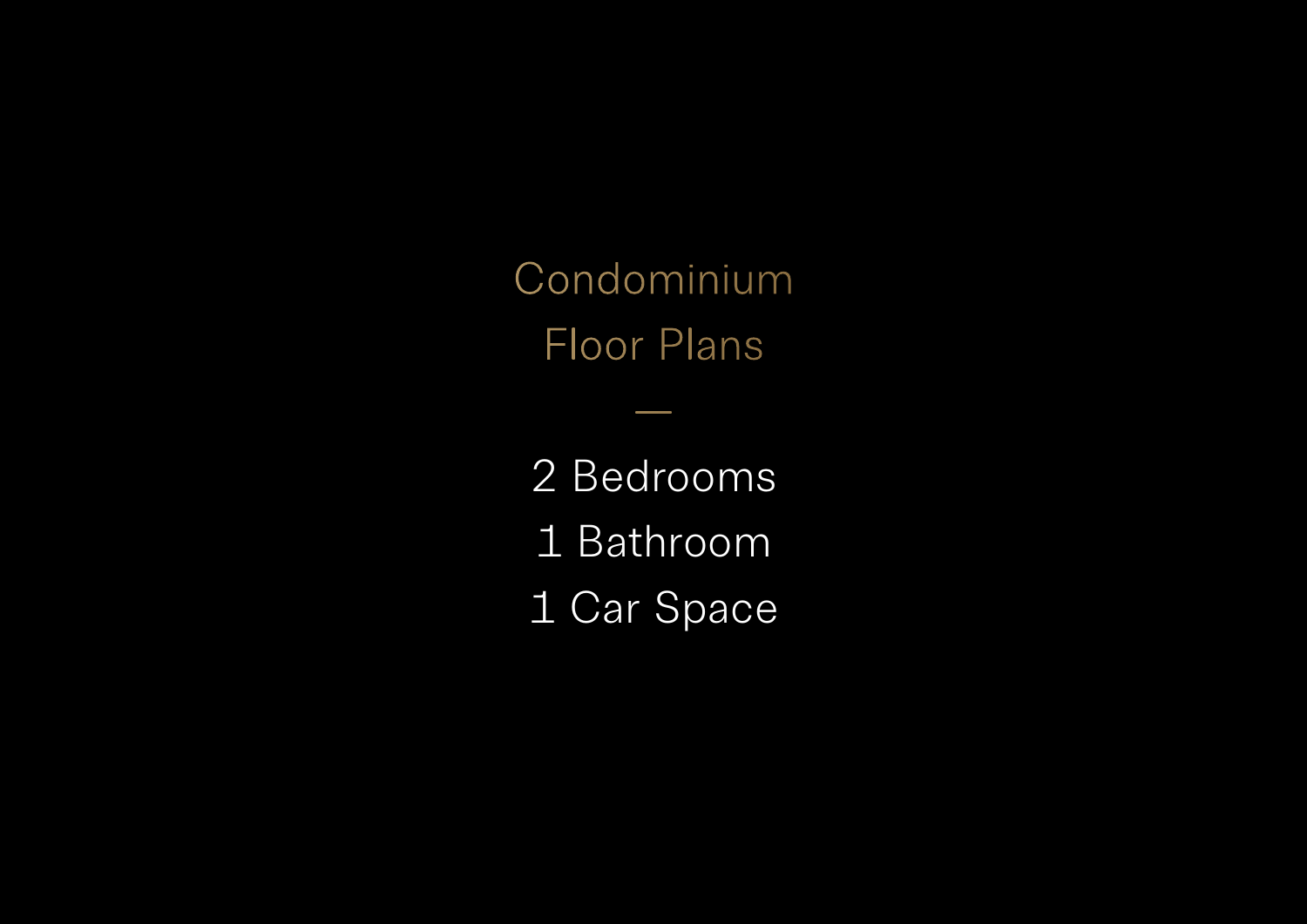# Condominium Floor Plans

—

2 Bedrooms
1 Bathroom
1 Car Space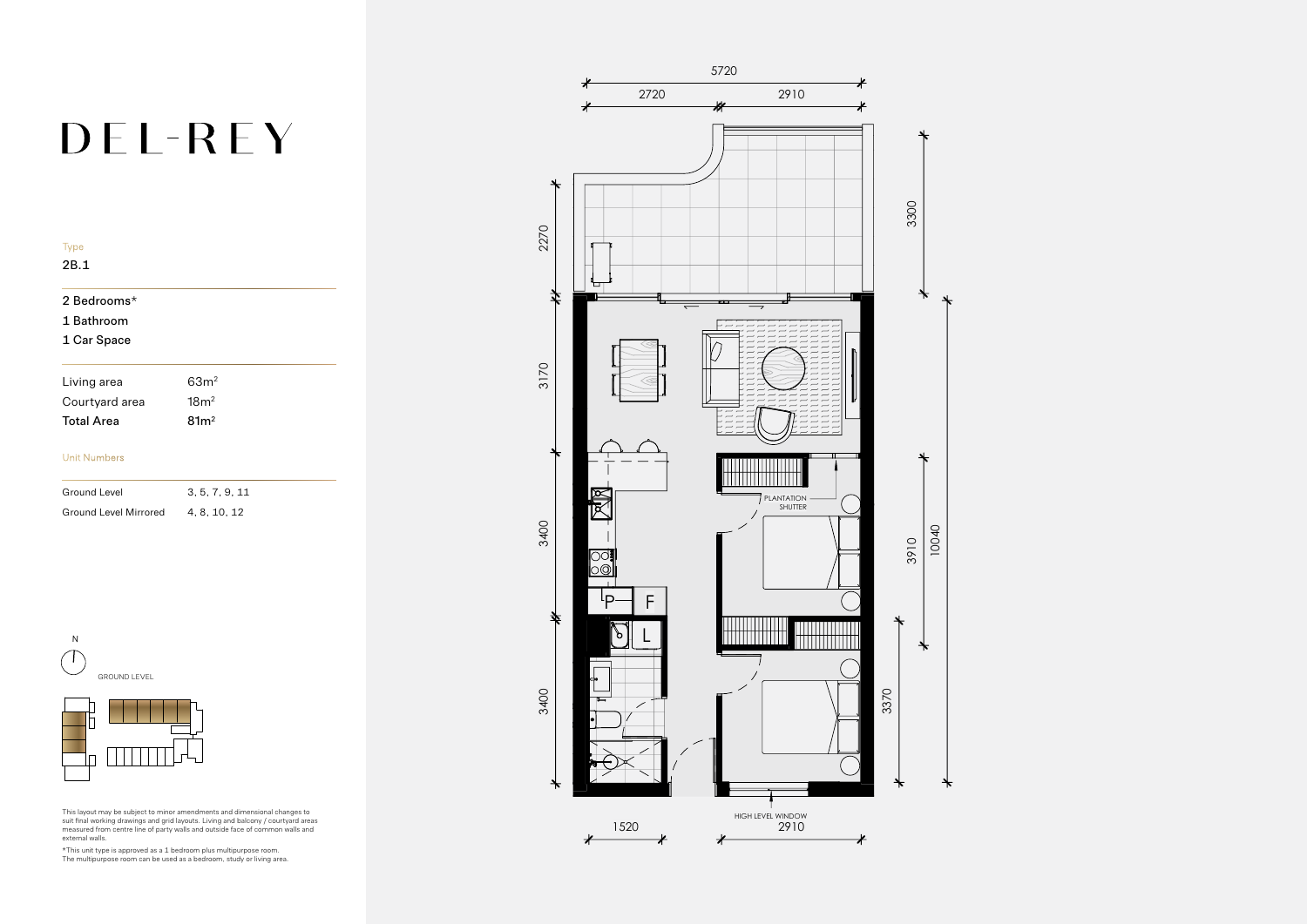# DEL-REY

Type

2B.1

2 Bedrooms*

1 Bathroom

1 Car Space

| Living area | 63m² |
| --- | --- |
| Courtyard area | 18m² |
| **Total Area** | **81m²** |

Unit Numbers

| Ground Level | 3, 5, 7, 9, 11 |
| --- | --- |
| Ground Level Mirrored | 4, 8, 10, 12 |

N

GROUND LEVEL

This layout may be subject to minor amendments and dimensional changes to suit final working drawings and grid layouts. Living and balcony / courtyard areas measured from centre line of party walls and outside face of common walls and external walls.

*This unit type is approved as a 1 bedroom plus multipurpose room. The multipurpose room can be used as a bedroom, study or living area.

5720

2720 2910

2270 3300

3170

3400 3910 10040

PLANTATION SHUTTER

P F

L

3400 3370

HIGH LEVEL WINDOW

1520 2910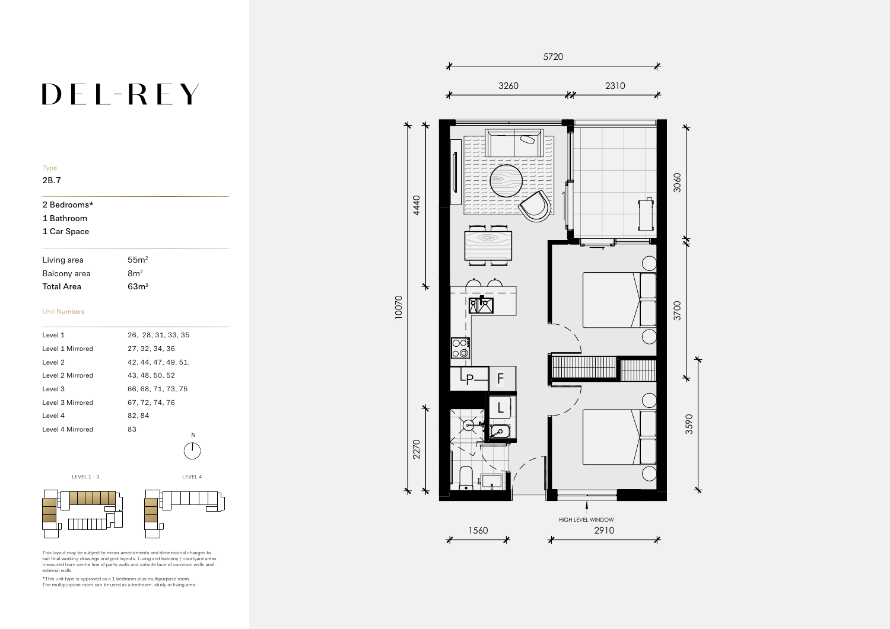# DEL-REY

Type

2B.7

2 Bedrooms*

1 Bathroom

1 Car Space

| | |
|---|---|
| Living area | 55m² |
| Balcony area | 8m² |
| **Total Area** | **63m²** |

Unit Numbers

| | |
|---|---|
| Level 1 | 26, 28, 31, 33, 35 |
| Level 1 Mirrored | 27, 32, 34, 36 |
| Level 2 | 42, 44, 47, 49, 51, |
| Level 2 Mirrored | 43, 48, 50, 52 |
| Level 3 | 66, 68, 71, 73, 75 |
| Level 3 Mirrored | 67, 72, 74, 76 |
| Level 4 | 82, 84 |
| Level 4 Mirrored | 83 |

N

LEVEL 1 - 3

LEVEL 4

This layout may be subject to minor amendments and dimensional changes to suit final working drawings and grid layouts. Living and balcony / courtyard areas measured from centre line of party walls and outside face of common walls and external walls.

*This unit type is approved as a 1 bedroom plus multipurpose room. The multipurpose room can be used as a bedroom, study or living area.

5720

3260

2310

4440

3060

10070

3700

P

F

L

3590

2270

HIGH LEVEL WINDOW

1560

2910